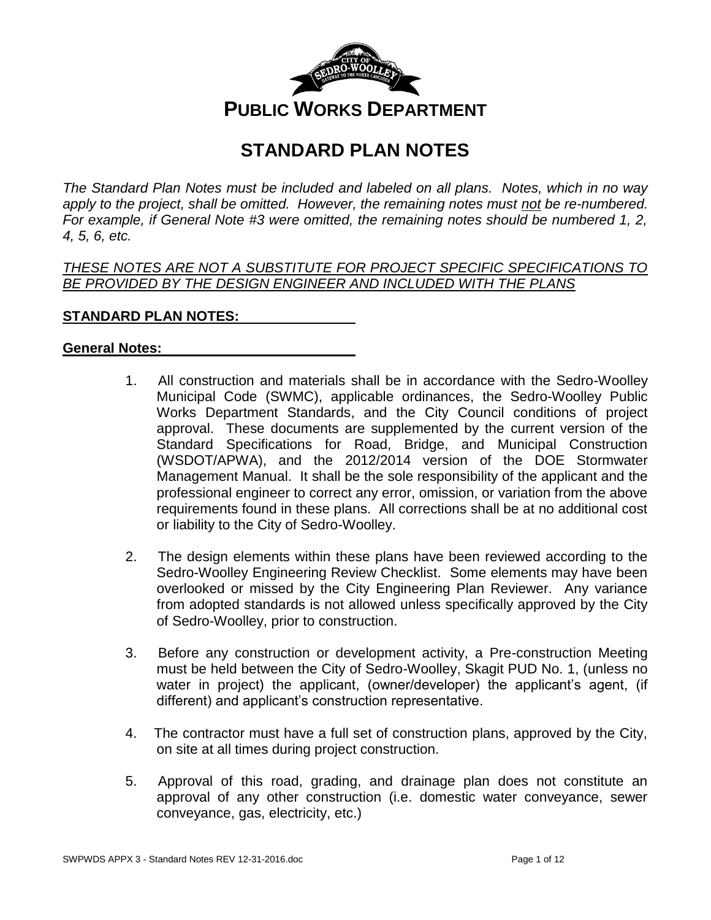# PUBLIC WORKS DEPARTMENT

## STANDARD PLAN NOTES

*The Standard Plan Notes must be included and labeled on all plans. Notes, which in no way apply to the project, shall be omitted. However, the remaining notes must not be re-numbered. For example, if General Note #3 were omitted, the remaining notes should be numbered 1, 2, 4, 5, 6, etc.*

*THESE NOTES ARE NOT A SUBSTITUTE FOR PROJECT SPECIFIC SPECIFICATIONS TO BE PROVIDED BY THE DESIGN ENGINEER AND INCLUDED WITH THE PLANS*

**STANDARD PLAN NOTES:**

**General Notes:**

1. All construction and materials shall be in accordance with the Sedro-Woolley Municipal Code (SWMC), applicable ordinances, the Sedro-Woolley Public Works Department Standards, and the City Council conditions of project approval. These documents are supplemented by the current version of the Standard Specifications for Road, Bridge, and Municipal Construction (WSDOT/APWA), and the 2012/2014 version of the DOE Stormwater Management Manual. It shall be the sole responsibility of the applicant and the professional engineer to correct any error, omission, or variation from the above requirements found in these plans. All corrections shall be at no additional cost or liability to the City of Sedro-Woolley.

2. The design elements within these plans have been reviewed according to the Sedro-Woolley Engineering Review Checklist. Some elements may have been overlooked or missed by the City Engineering Plan Reviewer. Any variance from adopted standards is not allowed unless specifically approved by the City of Sedro-Woolley, prior to construction.

3. Before any construction or development activity, a Pre-construction Meeting must be held between the City of Sedro-Woolley, Skagit PUD No. 1, (unless no water in project) the applicant, (owner/developer) the applicant's agent, (if different) and applicant's construction representative.

4. The contractor must have a full set of construction plans, approved by the City, on site at all times during project construction.

5. Approval of this road, grading, and drainage plan does not constitute an approval of any other construction (i.e. domestic water conveyance, sewer conveyance, gas, electricity, etc.)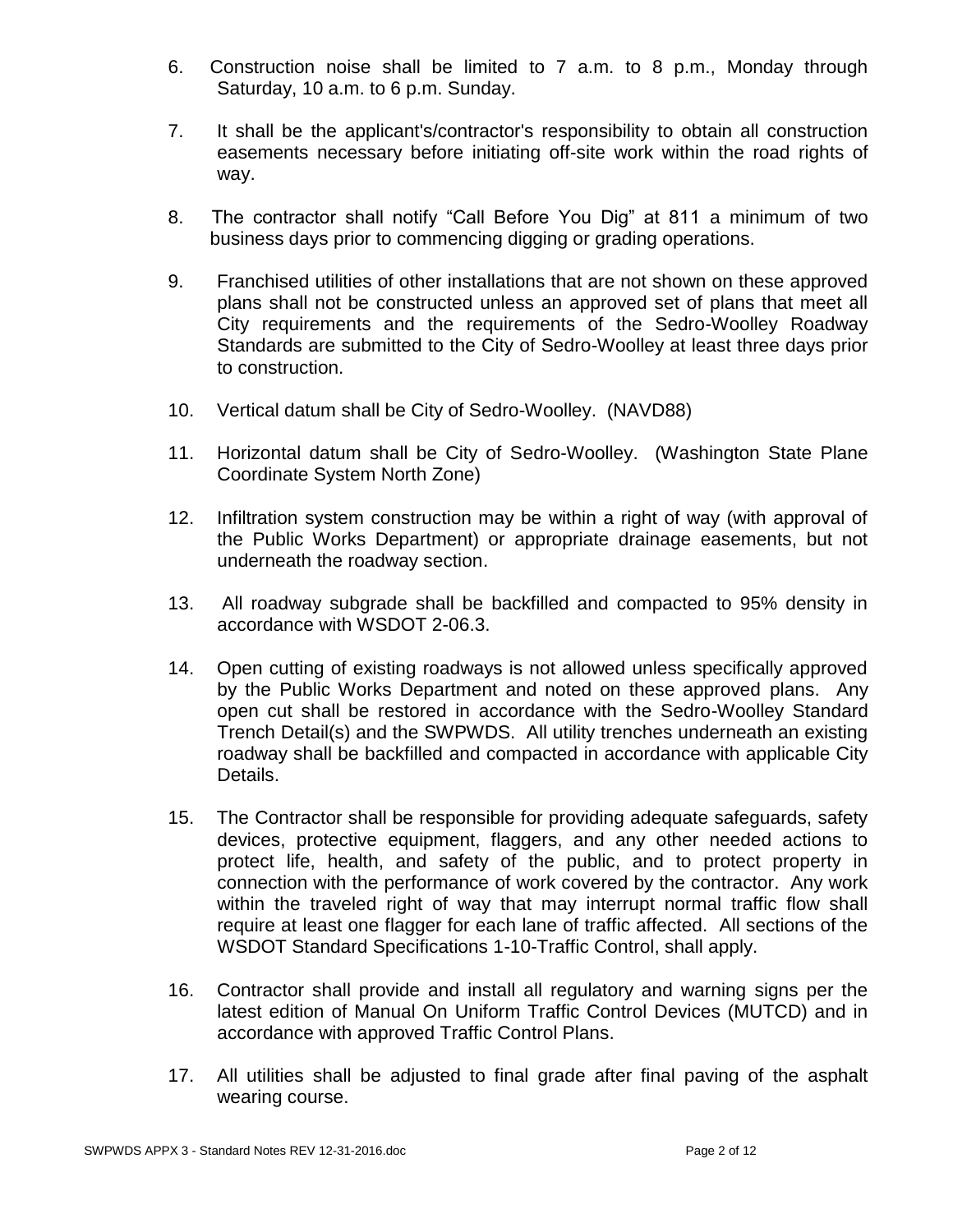6. Construction noise shall be limited to 7 a.m. to 8 p.m., Monday through Saturday, 10 a.m. to 6 p.m. Sunday.

7. It shall be the applicant's/contractor's responsibility to obtain all construction easements necessary before initiating off-site work within the road rights of way.

8. The contractor shall notify "Call Before You Dig" at 811 a minimum of two business days prior to commencing digging or grading operations.

9. Franchised utilities of other installations that are not shown on these approved plans shall not be constructed unless an approved set of plans that meet all City requirements and the requirements of the Sedro-Woolley Roadway Standards are submitted to the City of Sedro-Woolley at least three days prior to construction.

10. Vertical datum shall be City of Sedro-Woolley. (NAVD88)

11. Horizontal datum shall be City of Sedro-Woolley. (Washington State Plane Coordinate System North Zone)

12. Infiltration system construction may be within a right of way (with approval of the Public Works Department) or appropriate drainage easements, but not underneath the roadway section.

13. All roadway subgrade shall be backfilled and compacted to 95% density in accordance with WSDOT 2-06.3.

14. Open cutting of existing roadways is not allowed unless specifically approved by the Public Works Department and noted on these approved plans. Any open cut shall be restored in accordance with the Sedro-Woolley Standard Trench Detail(s) and the SWPWDS. All utility trenches underneath an existing roadway shall be backfilled and compacted in accordance with applicable City Details.

15. The Contractor shall be responsible for providing adequate safeguards, safety devices, protective equipment, flaggers, and any other needed actions to protect life, health, and safety of the public, and to protect property in connection with the performance of work covered by the contractor. Any work within the traveled right of way that may interrupt normal traffic flow shall require at least one flagger for each lane of traffic affected. All sections of the WSDOT Standard Specifications 1-10-Traffic Control, shall apply.

16. Contractor shall provide and install all regulatory and warning signs per the latest edition of Manual On Uniform Traffic Control Devices (MUTCD) and in accordance with approved Traffic Control Plans.

17. All utilities shall be adjusted to final grade after final paving of the asphalt wearing course.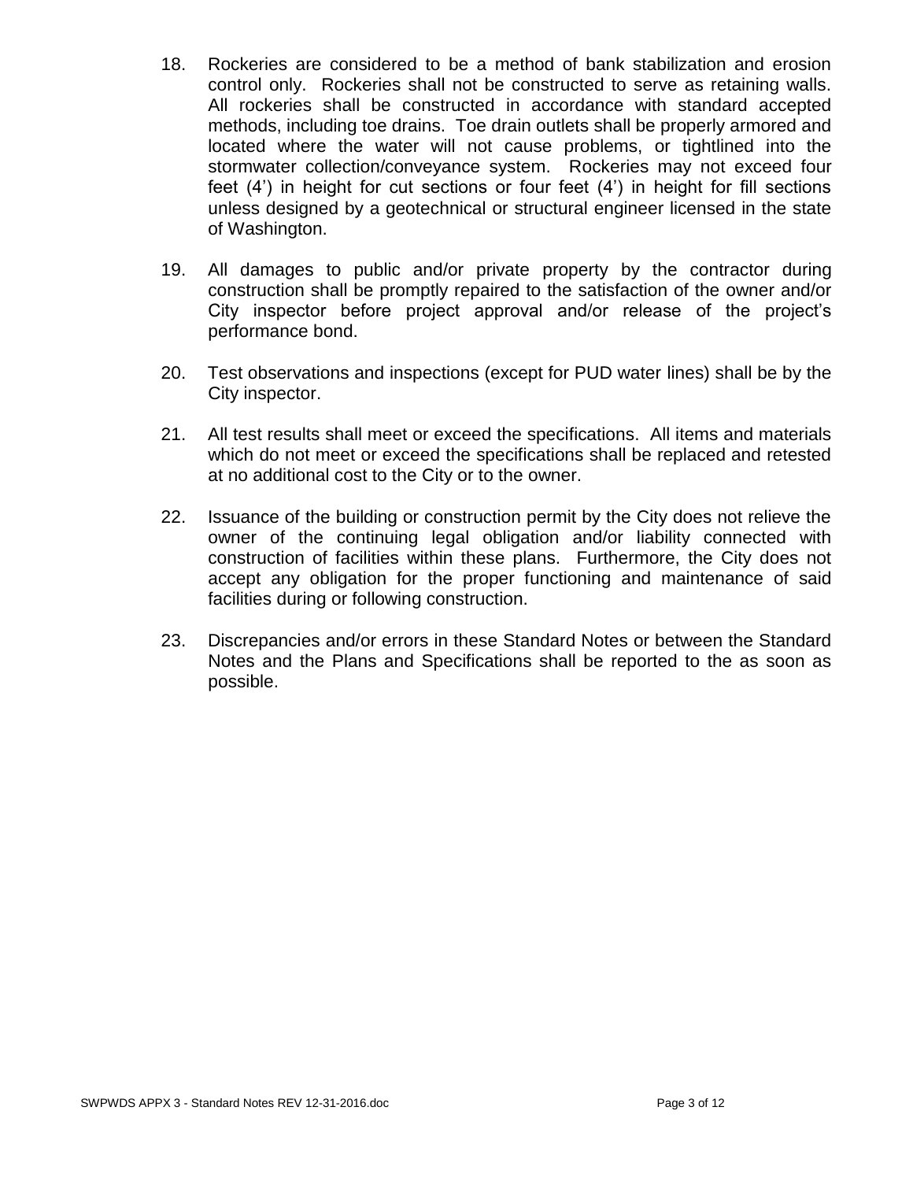18. Rockeries are considered to be a method of bank stabilization and erosion control only. Rockeries shall not be constructed to serve as retaining walls. All rockeries shall be constructed in accordance with standard accepted methods, including toe drains. Toe drain outlets shall be properly armored and located where the water will not cause problems, or tightlined into the stormwater collection/conveyance system. Rockeries may not exceed four feet (4') in height for cut sections or four feet (4') in height for fill sections unless designed by a geotechnical or structural engineer licensed in the state of Washington.

19. All damages to public and/or private property by the contractor during construction shall be promptly repaired to the satisfaction of the owner and/or City inspector before project approval and/or release of the project's performance bond.

20. Test observations and inspections (except for PUD water lines) shall be by the City inspector.

21. All test results shall meet or exceed the specifications. All items and materials which do not meet or exceed the specifications shall be replaced and retested at no additional cost to the City or to the owner.

22. Issuance of the building or construction permit by the City does not relieve the owner of the continuing legal obligation and/or liability connected with construction of facilities within these plans. Furthermore, the City does not accept any obligation for the proper functioning and maintenance of said facilities during or following construction.

23. Discrepancies and/or errors in these Standard Notes or between the Standard Notes and the Plans and Specifications shall be reported to the as soon as possible.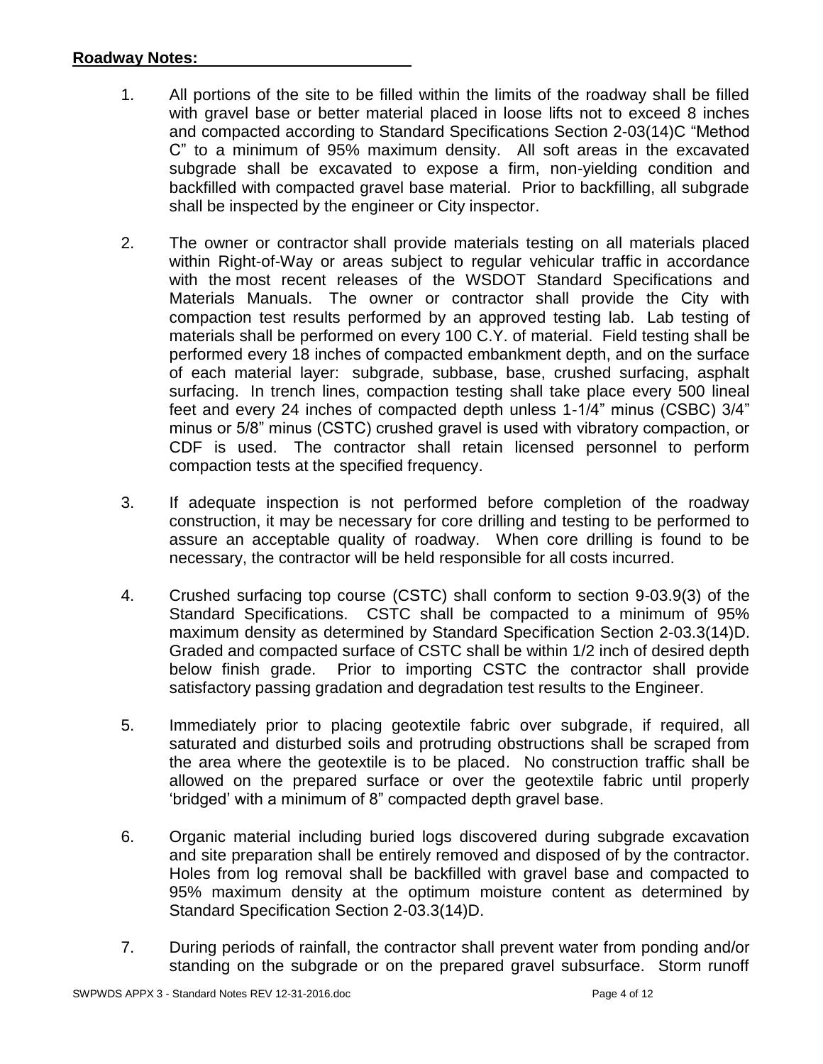**Roadway Notes:**

1. All portions of the site to be filled within the limits of the roadway shall be filled with gravel base or better material placed in loose lifts not to exceed 8 inches and compacted according to Standard Specifications Section 2-03(14)C "Method C" to a minimum of 95% maximum density. All soft areas in the excavated subgrade shall be excavated to expose a firm, non-yielding condition and backfilled with compacted gravel base material. Prior to backfilling, all subgrade shall be inspected by the engineer or City inspector.

2. The owner or contractor shall provide materials testing on all materials placed within Right-of-Way or areas subject to regular vehicular traffic in accordance with the most recent releases of the WSDOT Standard Specifications and Materials Manuals. The owner or contractor shall provide the City with compaction test results performed by an approved testing lab. Lab testing of materials shall be performed on every 100 C.Y. of material. Field testing shall be performed every 18 inches of compacted embankment depth, and on the surface of each material layer: subgrade, subbase, base, crushed surfacing, asphalt surfacing. In trench lines, compaction testing shall take place every 500 lineal feet and every 24 inches of compacted depth unless 1-1/4" minus (CSBC) 3/4" minus or 5/8" minus (CSTC) crushed gravel is used with vibratory compaction, or CDF is used. The contractor shall retain licensed personnel to perform compaction tests at the specified frequency.

3. If adequate inspection is not performed before completion of the roadway construction, it may be necessary for core drilling and testing to be performed to assure an acceptable quality of roadway. When core drilling is found to be necessary, the contractor will be held responsible for all costs incurred.

4. Crushed surfacing top course (CSTC) shall conform to section 9-03.9(3) of the Standard Specifications. CSTC shall be compacted to a minimum of 95% maximum density as determined by Standard Specification Section 2-03.3(14)D. Graded and compacted surface of CSTC shall be within 1/2 inch of desired depth below finish grade. Prior to importing CSTC the contractor shall provide satisfactory passing gradation and degradation test results to the Engineer.

5. Immediately prior to placing geotextile fabric over subgrade, if required, all saturated and disturbed soils and protruding obstructions shall be scraped from the area where the geotextile is to be placed. No construction traffic shall be allowed on the prepared surface or over the geotextile fabric until properly 'bridged' with a minimum of 8" compacted depth gravel base.

6. Organic material including buried logs discovered during subgrade excavation and site preparation shall be entirely removed and disposed of by the contractor. Holes from log removal shall be backfilled with gravel base and compacted to 95% maximum density at the optimum moisture content as determined by Standard Specification Section 2-03.3(14)D.

7. During periods of rainfall, the contractor shall prevent water from ponding and/or standing on the subgrade or on the prepared gravel subsurface. Storm runoff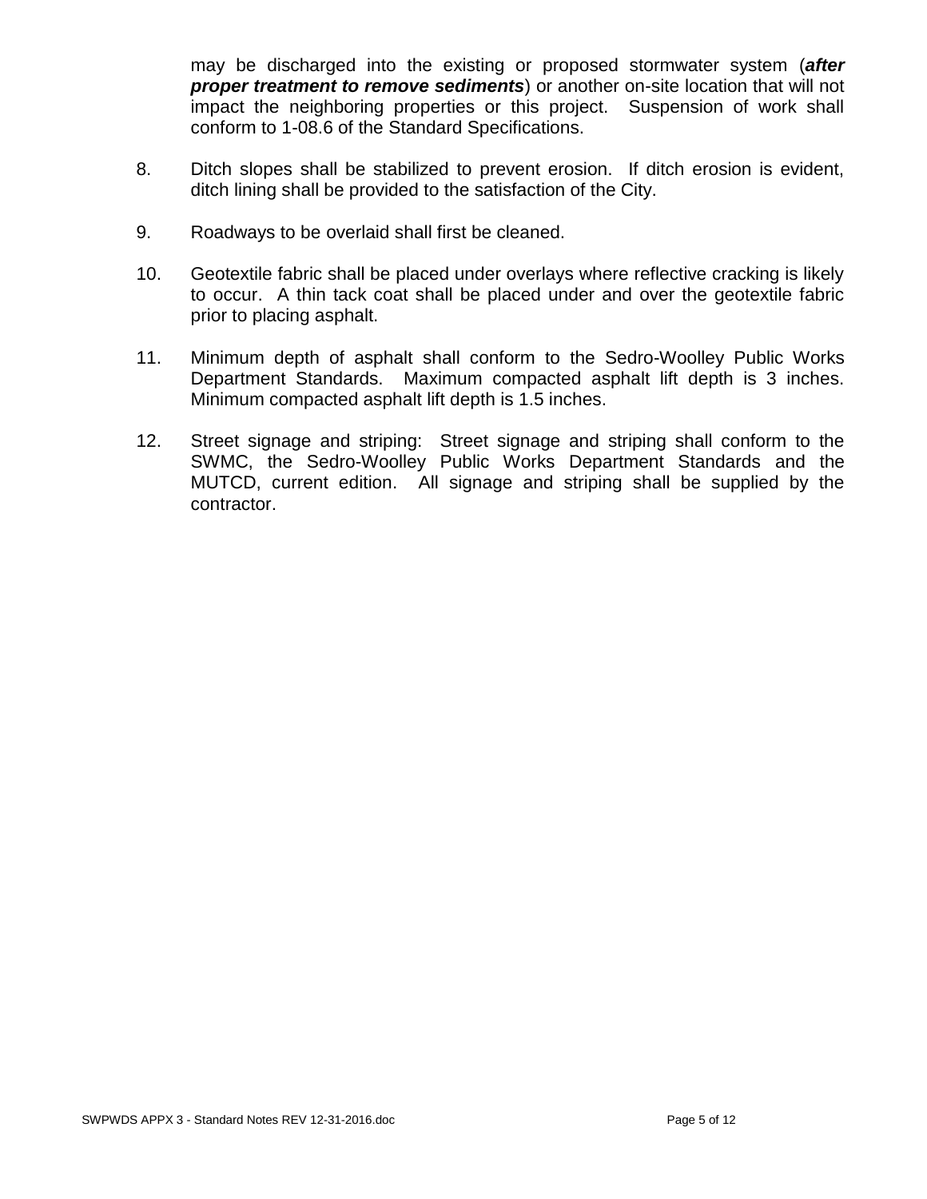may be discharged into the existing or proposed stormwater system (***after proper treatment to remove sediments***) or another on-site location that will not impact the neighboring properties or this project. Suspension of work shall conform to 1-08.6 of the Standard Specifications.

8. Ditch slopes shall be stabilized to prevent erosion. If ditch erosion is evident, ditch lining shall be provided to the satisfaction of the City.

9. Roadways to be overlaid shall first be cleaned.

10. Geotextile fabric shall be placed under overlays where reflective cracking is likely to occur. A thin tack coat shall be placed under and over the geotextile fabric prior to placing asphalt.

11. Minimum depth of asphalt shall conform to the Sedro-Woolley Public Works Department Standards. Maximum compacted asphalt lift depth is 3 inches. Minimum compacted asphalt lift depth is 1.5 inches.

12. Street signage and striping: Street signage and striping shall conform to the SWMC, the Sedro-Woolley Public Works Department Standards and the MUTCD, current edition. All signage and striping shall be supplied by the contractor.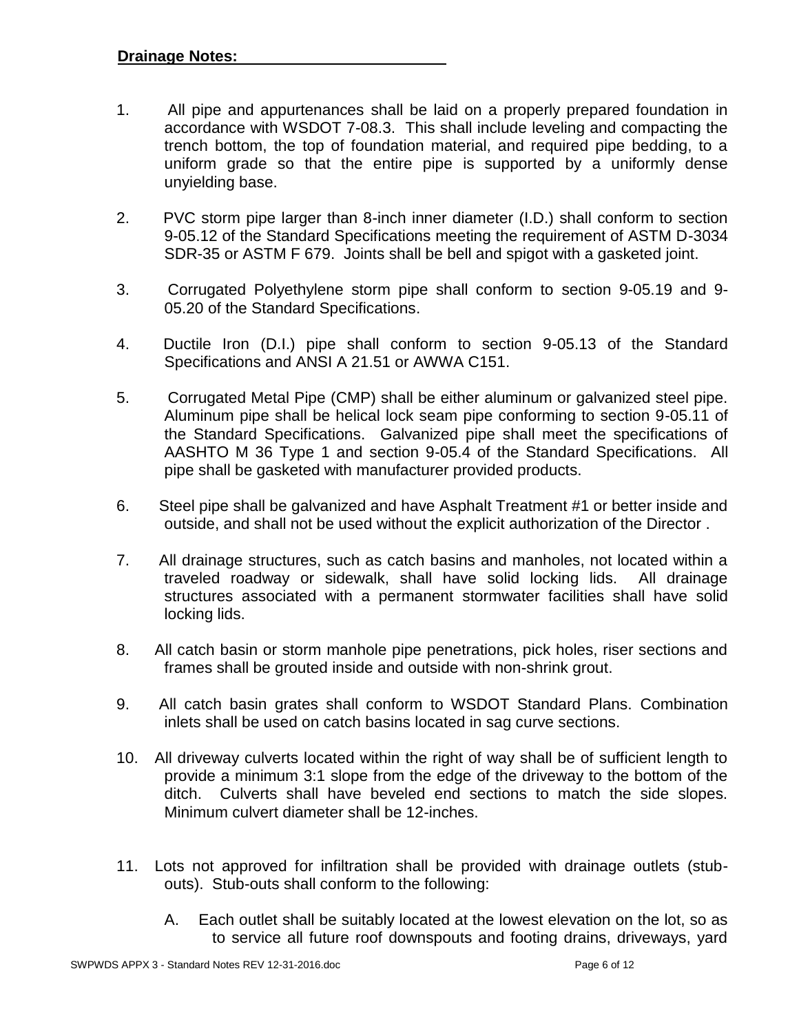**Drainage Notes:**

1. All pipe and appurtenances shall be laid on a properly prepared foundation in accordance with WSDOT 7-08.3. This shall include leveling and compacting the trench bottom, the top of foundation material, and required pipe bedding, to a uniform grade so that the entire pipe is supported by a uniformly dense unyielding base.

2. PVC storm pipe larger than 8-inch inner diameter (I.D.) shall conform to section 9-05.12 of the Standard Specifications meeting the requirement of ASTM D-3034 SDR-35 or ASTM F 679. Joints shall be bell and spigot with a gasketed joint.

3. Corrugated Polyethylene storm pipe shall conform to section 9-05.19 and 9-05.20 of the Standard Specifications.

4. Ductile Iron (D.I.) pipe shall conform to section 9-05.13 of the Standard Specifications and ANSI A 21.51 or AWWA C151.

5. Corrugated Metal Pipe (CMP) shall be either aluminum or galvanized steel pipe. Aluminum pipe shall be helical lock seam pipe conforming to section 9-05.11 of the Standard Specifications. Galvanized pipe shall meet the specifications of AASHTO M 36 Type 1 and section 9-05.4 of the Standard Specifications. All pipe shall be gasketed with manufacturer provided products.

6. Steel pipe shall be galvanized and have Asphalt Treatment #1 or better inside and outside, and shall not be used without the explicit authorization of the Director .

7. All drainage structures, such as catch basins and manholes, not located within a traveled roadway or sidewalk, shall have solid locking lids. All drainage structures associated with a permanent stormwater facilities shall have solid locking lids.

8. All catch basin or storm manhole pipe penetrations, pick holes, riser sections and frames shall be grouted inside and outside with non-shrink grout.

9. All catch basin grates shall conform to WSDOT Standard Plans. Combination inlets shall be used on catch basins located in sag curve sections.

10. All driveway culverts located within the right of way shall be of sufficient length to provide a minimum 3:1 slope from the edge of the driveway to the bottom of the ditch. Culverts shall have beveled end sections to match the side slopes. Minimum culvert diameter shall be 12-inches.

11. Lots not approved for infiltration shall be provided with drainage outlets (stub-outs). Stub-outs shall conform to the following:

    A. Each outlet shall be suitably located at the lowest elevation on the lot, so as to service all future roof downspouts and footing drains, driveways, yard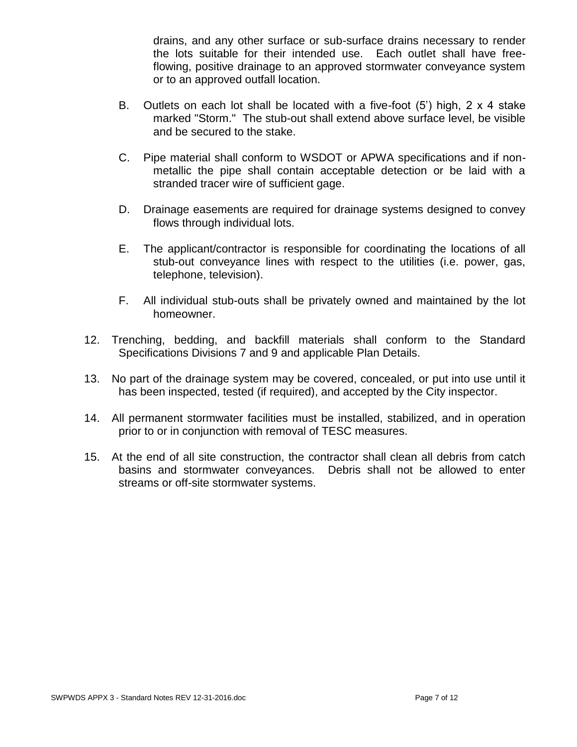drains, and any other surface or sub-surface drains necessary to render the lots suitable for their intended use. Each outlet shall have free-flowing, positive drainage to an approved stormwater conveyance system or to an approved outfall location.

B. Outlets on each lot shall be located with a five-foot (5') high, 2 x 4 stake marked "Storm." The stub-out shall extend above surface level, be visible and be secured to the stake.

C. Pipe material shall conform to WSDOT or APWA specifications and if non-metallic the pipe shall contain acceptable detection or be laid with a stranded tracer wire of sufficient gage.

D. Drainage easements are required for drainage systems designed to convey flows through individual lots.

E. The applicant/contractor is responsible for coordinating the locations of all stub-out conveyance lines with respect to the utilities (i.e. power, gas, telephone, television).

F. All individual stub-outs shall be privately owned and maintained by the lot homeowner.

12. Trenching, bedding, and backfill materials shall conform to the Standard Specifications Divisions 7 and 9 and applicable Plan Details.

13. No part of the drainage system may be covered, concealed, or put into use until it has been inspected, tested (if required), and accepted by the City inspector.

14. All permanent stormwater facilities must be installed, stabilized, and in operation prior to or in conjunction with removal of TESC measures.

15. At the end of all site construction, the contractor shall clean all debris from catch basins and stormwater conveyances. Debris shall not be allowed to enter streams or off-site stormwater systems.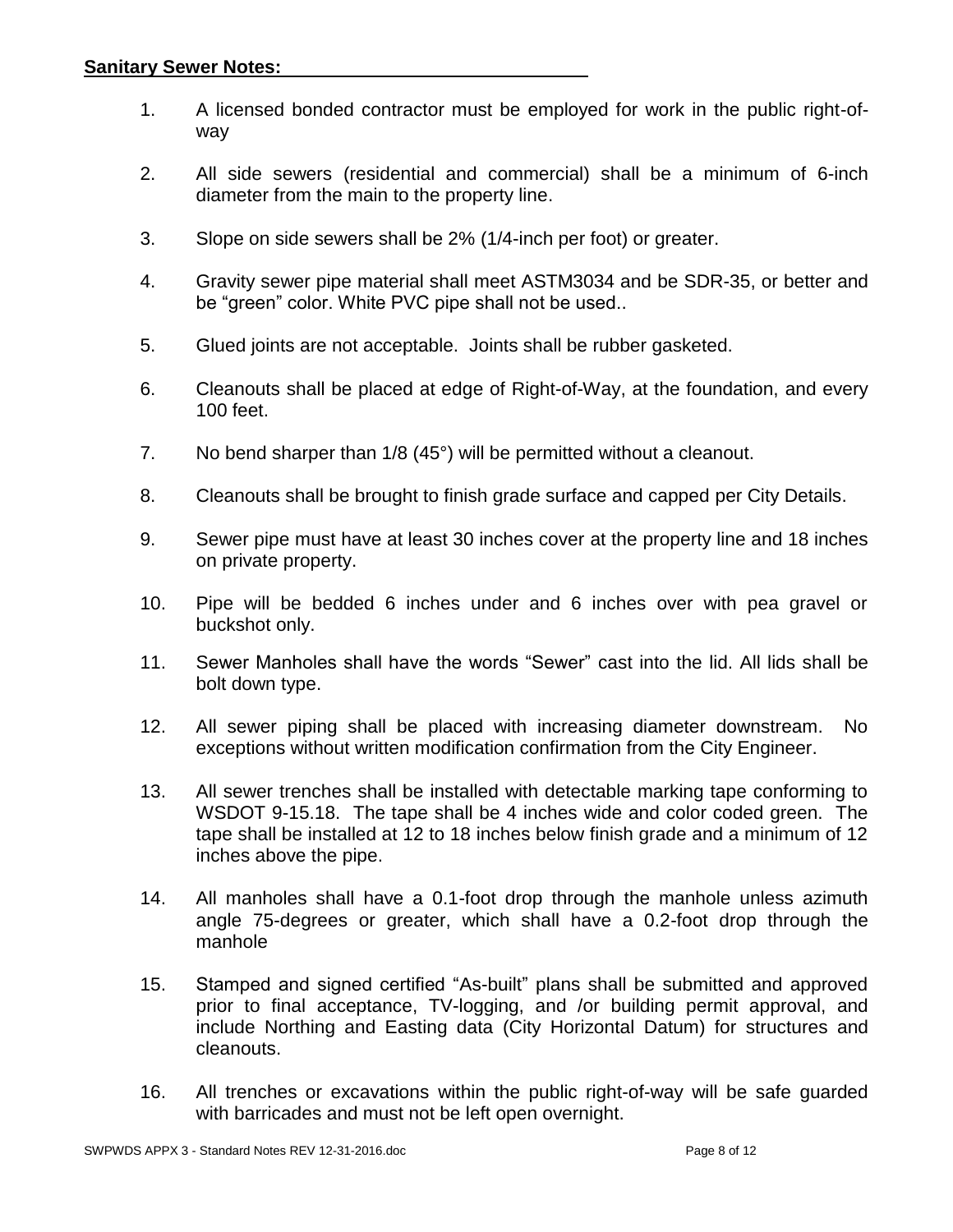**Sanitary Sewer Notes:**

1. A licensed bonded contractor must be employed for work in the public right-of-way

2. All side sewers (residential and commercial) shall be a minimum of 6-inch diameter from the main to the property line.

3. Slope on side sewers shall be 2% (1/4-inch per foot) or greater.

4. Gravity sewer pipe material shall meet ASTM3034 and be SDR-35, or better and be "green" color. White PVC pipe shall not be used..

5. Glued joints are not acceptable. Joints shall be rubber gasketed.

6. Cleanouts shall be placed at edge of Right-of-Way, at the foundation, and every 100 feet.

7. No bend sharper than 1/8 (45°) will be permitted without a cleanout.

8. Cleanouts shall be brought to finish grade surface and capped per City Details.

9. Sewer pipe must have at least 30 inches cover at the property line and 18 inches on private property.

10. Pipe will be bedded 6 inches under and 6 inches over with pea gravel or buckshot only.

11. Sewer Manholes shall have the words "Sewer" cast into the lid. All lids shall be bolt down type.

12. All sewer piping shall be placed with increasing diameter downstream. No exceptions without written modification confirmation from the City Engineer.

13. All sewer trenches shall be installed with detectable marking tape conforming to WSDOT 9-15.18. The tape shall be 4 inches wide and color coded green. The tape shall be installed at 12 to 18 inches below finish grade and a minimum of 12 inches above the pipe.

14. All manholes shall have a 0.1-foot drop through the manhole unless azimuth angle 75-degrees or greater, which shall have a 0.2-foot drop through the manhole

15. Stamped and signed certified "As-built" plans shall be submitted and approved prior to final acceptance, TV-logging, and /or building permit approval, and include Northing and Easting data (City Horizontal Datum) for structures and cleanouts.

16. All trenches or excavations within the public right-of-way will be safe guarded with barricades and must not be left open overnight.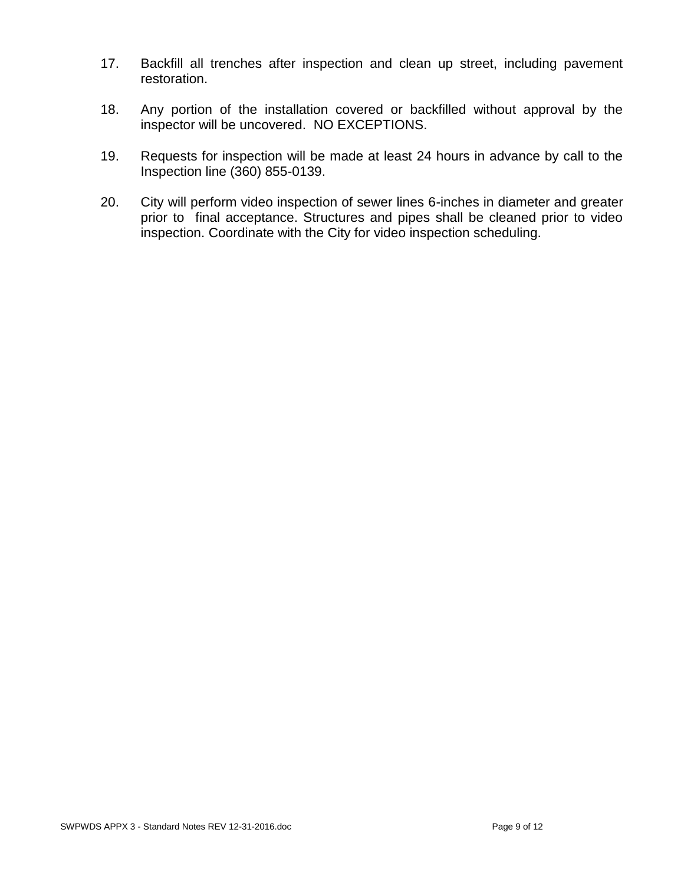17. Backfill all trenches after inspection and clean up street, including pavement restoration.

18. Any portion of the installation covered or backfilled without approval by the inspector will be uncovered. NO EXCEPTIONS.

19. Requests for inspection will be made at least 24 hours in advance by call to the Inspection line (360) 855-0139.

20. City will perform video inspection of sewer lines 6-inches in diameter and greater prior to final acceptance. Structures and pipes shall be cleaned prior to video inspection. Coordinate with the City for video inspection scheduling.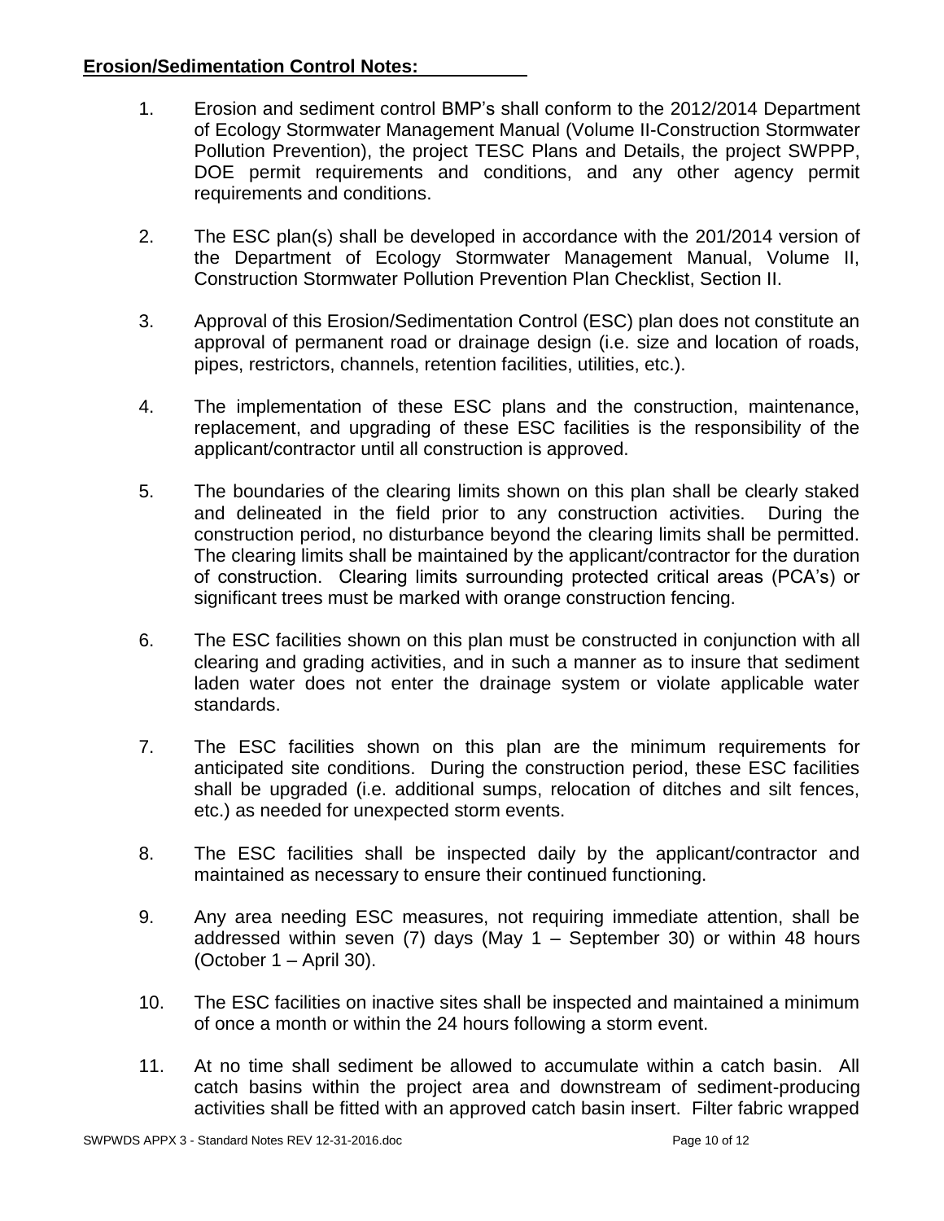**Erosion/Sedimentation Control Notes:**

1. Erosion and sediment control BMP's shall conform to the 2012/2014 Department of Ecology Stormwater Management Manual (Volume II-Construction Stormwater Pollution Prevention), the project TESC Plans and Details, the project SWPPP, DOE permit requirements and conditions, and any other agency permit requirements and conditions.

2. The ESC plan(s) shall be developed in accordance with the 201/2014 version of the Department of Ecology Stormwater Management Manual, Volume II, Construction Stormwater Pollution Prevention Plan Checklist, Section II.

3. Approval of this Erosion/Sedimentation Control (ESC) plan does not constitute an approval of permanent road or drainage design (i.e. size and location of roads, pipes, restrictors, channels, retention facilities, utilities, etc.).

4. The implementation of these ESC plans and the construction, maintenance, replacement, and upgrading of these ESC facilities is the responsibility of the applicant/contractor until all construction is approved.

5. The boundaries of the clearing limits shown on this plan shall be clearly staked and delineated in the field prior to any construction activities. During the construction period, no disturbance beyond the clearing limits shall be permitted. The clearing limits shall be maintained by the applicant/contractor for the duration of construction. Clearing limits surrounding protected critical areas (PCA's) or significant trees must be marked with orange construction fencing.

6. The ESC facilities shown on this plan must be constructed in conjunction with all clearing and grading activities, and in such a manner as to insure that sediment laden water does not enter the drainage system or violate applicable water standards.

7. The ESC facilities shown on this plan are the minimum requirements for anticipated site conditions. During the construction period, these ESC facilities shall be upgraded (i.e. additional sumps, relocation of ditches and silt fences, etc.) as needed for unexpected storm events.

8. The ESC facilities shall be inspected daily by the applicant/contractor and maintained as necessary to ensure their continued functioning.

9. Any area needing ESC measures, not requiring immediate attention, shall be addressed within seven (7) days (May 1 – September 30) or within 48 hours (October 1 – April 30).

10. The ESC facilities on inactive sites shall be inspected and maintained a minimum of once a month or within the 24 hours following a storm event.

11. At no time shall sediment be allowed to accumulate within a catch basin. All catch basins within the project area and downstream of sediment-producing activities shall be fitted with an approved catch basin insert. Filter fabric wrapped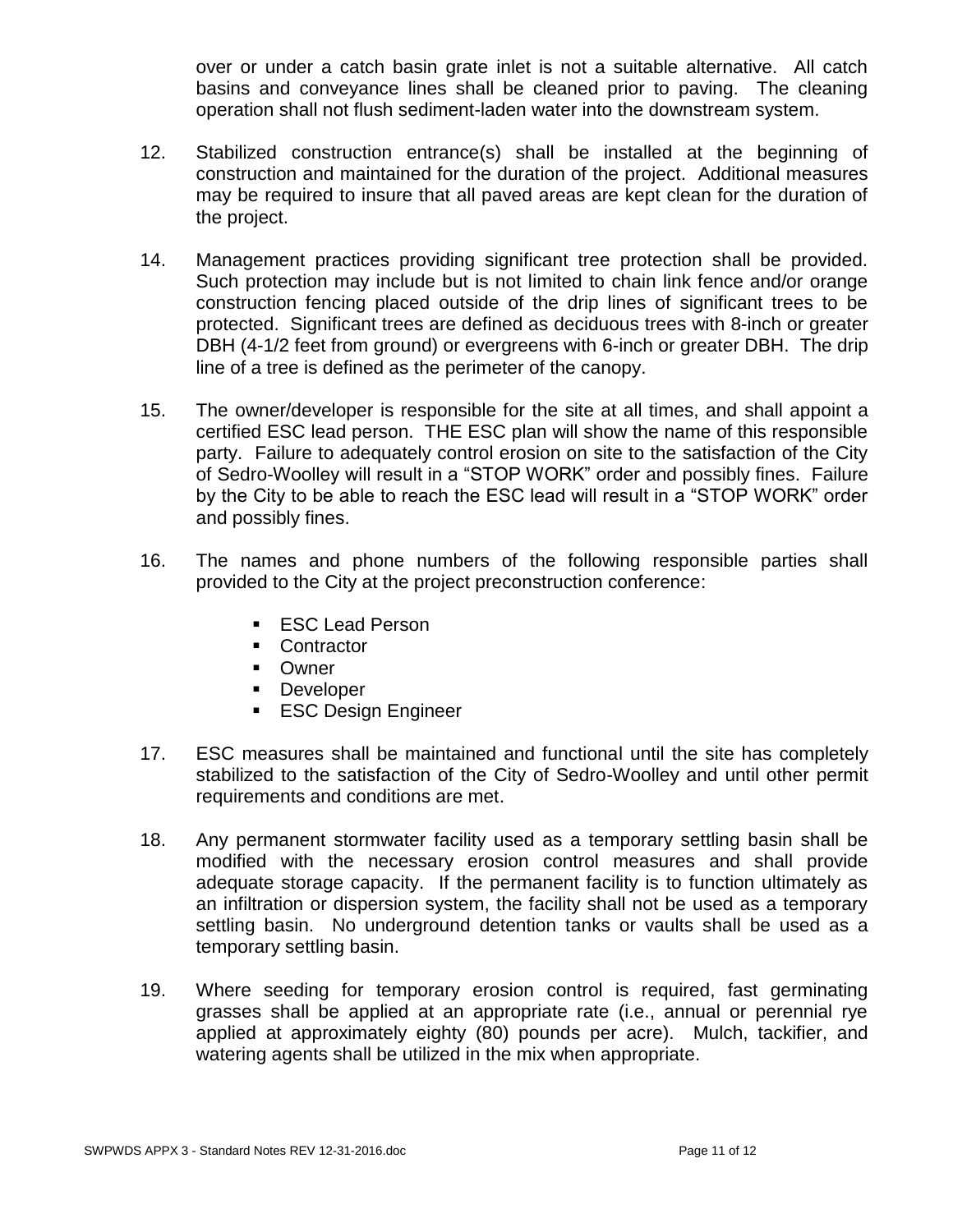over or under a catch basin grate inlet is not a suitable alternative. All catch basins and conveyance lines shall be cleaned prior to paving. The cleaning operation shall not flush sediment-laden water into the downstream system.

12. Stabilized construction entrance(s) shall be installed at the beginning of construction and maintained for the duration of the project. Additional measures may be required to insure that all paved areas are kept clean for the duration of the project.

14. Management practices providing significant tree protection shall be provided. Such protection may include but is not limited to chain link fence and/or orange construction fencing placed outside of the drip lines of significant trees to be protected. Significant trees are defined as deciduous trees with 8-inch or greater DBH (4-1/2 feet from ground) or evergreens with 6-inch or greater DBH. The drip line of a tree is defined as the perimeter of the canopy.

15. The owner/developer is responsible for the site at all times, and shall appoint a certified ESC lead person. THE ESC plan will show the name of this responsible party. Failure to adequately control erosion on site to the satisfaction of the City of Sedro-Woolley will result in a "STOP WORK" order and possibly fines. Failure by the City to be able to reach the ESC lead will result in a "STOP WORK" order and possibly fines.

16. The names and phone numbers of the following responsible parties shall provided to the City at the project preconstruction conference:

    - ESC Lead Person
    - Contractor
    - Owner
    - Developer
    - ESC Design Engineer

17. ESC measures shall be maintained and functional until the site has completely stabilized to the satisfaction of the City of Sedro-Woolley and until other permit requirements and conditions are met.

18. Any permanent stormwater facility used as a temporary settling basin shall be modified with the necessary erosion control measures and shall provide adequate storage capacity. If the permanent facility is to function ultimately as an infiltration or dispersion system, the facility shall not be used as a temporary settling basin. No underground detention tanks or vaults shall be used as a temporary settling basin.

19. Where seeding for temporary erosion control is required, fast germinating grasses shall be applied at an appropriate rate (i.e., annual or perennial rye applied at approximately eighty (80) pounds per acre). Mulch, tackifier, and watering agents shall be utilized in the mix when appropriate.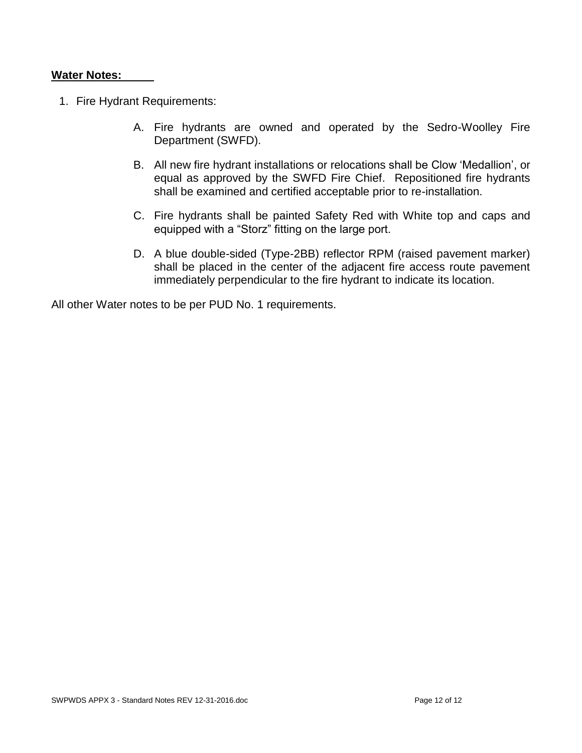**Water Notes:**

1. Fire Hydrant Requirements:

   A. Fire hydrants are owned and operated by the Sedro-Woolley Fire Department (SWFD).

   B. All new fire hydrant installations or relocations shall be Clow 'Medallion', or equal as approved by the SWFD Fire Chief. Repositioned fire hydrants shall be examined and certified acceptable prior to re-installation.

   C. Fire hydrants shall be painted Safety Red with White top and caps and equipped with a "Storz" fitting on the large port.

   D. A blue double-sided (Type-2BB) reflector RPM (raised pavement marker) shall be placed in the center of the adjacent fire access route pavement immediately perpendicular to the fire hydrant to indicate its location.

All other Water notes to be per PUD No. 1 requirements.